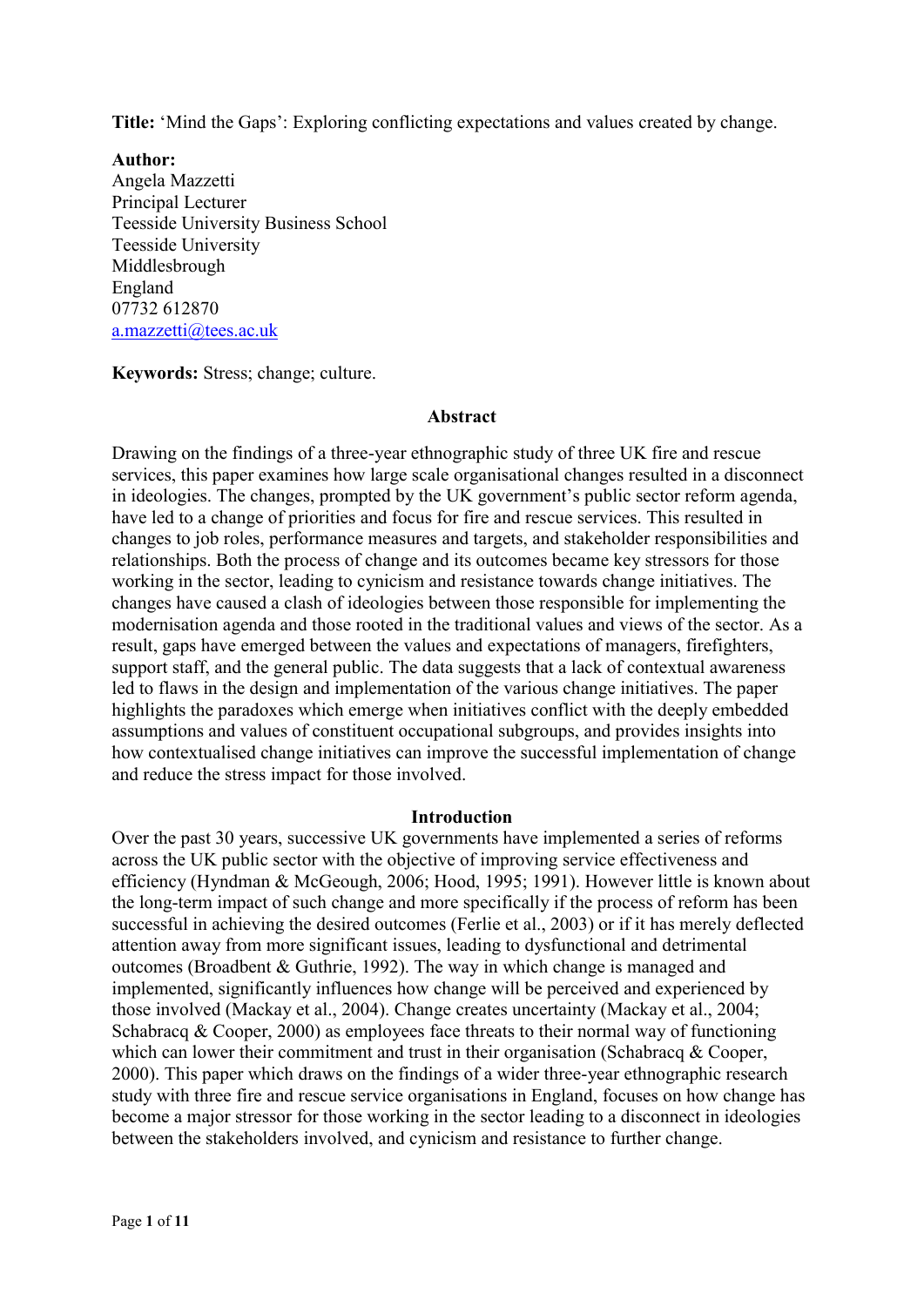**Title:** 'Mind the Gaps': Exploring conflicting expectations and values created by change.

**Author:**
Angela Mazzetti
Principal Lecturer
Teesside University Business School
Teesside University
Middlesbrough
England
07732 612870
a.mazzetti@tees.ac.uk

**Keywords:** Stress; change; culture.

## Abstract

Drawing on the findings of a three-year ethnographic study of three UK fire and rescue services, this paper examines how large scale organisational changes resulted in a disconnect in ideologies. The changes, prompted by the UK government's public sector reform agenda, have led to a change of priorities and focus for fire and rescue services. This resulted in changes to job roles, performance measures and targets, and stakeholder responsibilities and relationships. Both the process of change and its outcomes became key stressors for those working in the sector, leading to cynicism and resistance towards change initiatives. The changes have caused a clash of ideologies between those responsible for implementing the modernisation agenda and those rooted in the traditional values and views of the sector. As a result, gaps have emerged between the values and expectations of managers, firefighters, support staff, and the general public. The data suggests that a lack of contextual awareness led to flaws in the design and implementation of the various change initiatives. The paper highlights the paradoxes which emerge when initiatives conflict with the deeply embedded assumptions and values of constituent occupational subgroups, and provides insights into how contextualised change initiatives can improve the successful implementation of change and reduce the stress impact for those involved.

## Introduction

Over the past 30 years, successive UK governments have implemented a series of reforms across the UK public sector with the objective of improving service effectiveness and efficiency (Hyndman & McGeough, 2006; Hood, 1995; 1991). However little is known about the long-term impact of such change and more specifically if the process of reform has been successful in achieving the desired outcomes (Ferlie et al., 2003) or if it has merely deflected attention away from more significant issues, leading to dysfunctional and detrimental outcomes (Broadbent & Guthrie, 1992). The way in which change is managed and implemented, significantly influences how change will be perceived and experienced by those involved (Mackay et al., 2004). Change creates uncertainty (Mackay et al., 2004; Schabracq & Cooper, 2000) as employees face threats to their normal way of functioning which can lower their commitment and trust in their organisation (Schabracq & Cooper, 2000). This paper which draws on the findings of a wider three-year ethnographic research study with three fire and rescue service organisations in England, focuses on how change has become a major stressor for those working in the sector leading to a disconnect in ideologies between the stakeholders involved, and cynicism and resistance to further change.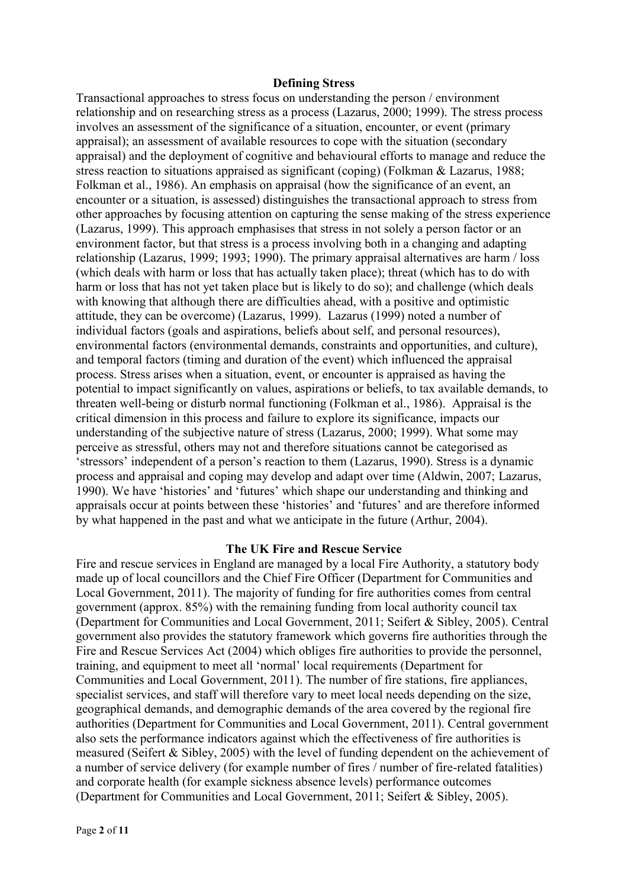## Defining Stress

Transactional approaches to stress focus on understanding the person / environment relationship and on researching stress as a process (Lazarus, 2000; 1999). The stress process involves an assessment of the significance of a situation, encounter, or event (primary appraisal); an assessment of available resources to cope with the situation (secondary appraisal) and the deployment of cognitive and behavioural efforts to manage and reduce the stress reaction to situations appraised as significant (coping) (Folkman & Lazarus, 1988; Folkman et al., 1986). An emphasis on appraisal (how the significance of an event, an encounter or a situation, is assessed) distinguishes the transactional approach to stress from other approaches by focusing attention on capturing the sense making of the stress experience (Lazarus, 1999). This approach emphasises that stress in not solely a person factor or an environment factor, but that stress is a process involving both in a changing and adapting relationship (Lazarus, 1999; 1993; 1990). The primary appraisal alternatives are harm / loss (which deals with harm or loss that has actually taken place); threat (which has to do with harm or loss that has not yet taken place but is likely to do so); and challenge (which deals with knowing that although there are difficulties ahead, with a positive and optimistic attitude, they can be overcome) (Lazarus, 1999). Lazarus (1999) noted a number of individual factors (goals and aspirations, beliefs about self, and personal resources), environmental factors (environmental demands, constraints and opportunities, and culture), and temporal factors (timing and duration of the event) which influenced the appraisal process. Stress arises when a situation, event, or encounter is appraised as having the potential to impact significantly on values, aspirations or beliefs, to tax available demands, to threaten well-being or disturb normal functioning (Folkman et al., 1986). Appraisal is the critical dimension in this process and failure to explore its significance, impacts our understanding of the subjective nature of stress (Lazarus, 2000; 1999). What some may perceive as stressful, others may not and therefore situations cannot be categorised as 'stressors' independent of a person's reaction to them (Lazarus, 1990). Stress is a dynamic process and appraisal and coping may develop and adapt over time (Aldwin, 2007; Lazarus, 1990). We have 'histories' and 'futures' which shape our understanding and thinking and appraisals occur at points between these 'histories' and 'futures' and are therefore informed by what happened in the past and what we anticipate in the future (Arthur, 2004).

## The UK Fire and Rescue Service

Fire and rescue services in England are managed by a local Fire Authority, a statutory body made up of local councillors and the Chief Fire Officer (Department for Communities and Local Government, 2011). The majority of funding for fire authorities comes from central government (approx. 85%) with the remaining funding from local authority council tax (Department for Communities and Local Government, 2011; Seifert & Sibley, 2005). Central government also provides the statutory framework which governs fire authorities through the Fire and Rescue Services Act (2004) which obliges fire authorities to provide the personnel, training, and equipment to meet all 'normal' local requirements (Department for Communities and Local Government, 2011). The number of fire stations, fire appliances, specialist services, and staff will therefore vary to meet local needs depending on the size, geographical demands, and demographic demands of the area covered by the regional fire authorities (Department for Communities and Local Government, 2011). Central government also sets the performance indicators against which the effectiveness of fire authorities is measured (Seifert & Sibley, 2005) with the level of funding dependent on the achievement of a number of service delivery (for example number of fires / number of fire-related fatalities) and corporate health (for example sickness absence levels) performance outcomes (Department for Communities and Local Government, 2011; Seifert & Sibley, 2005).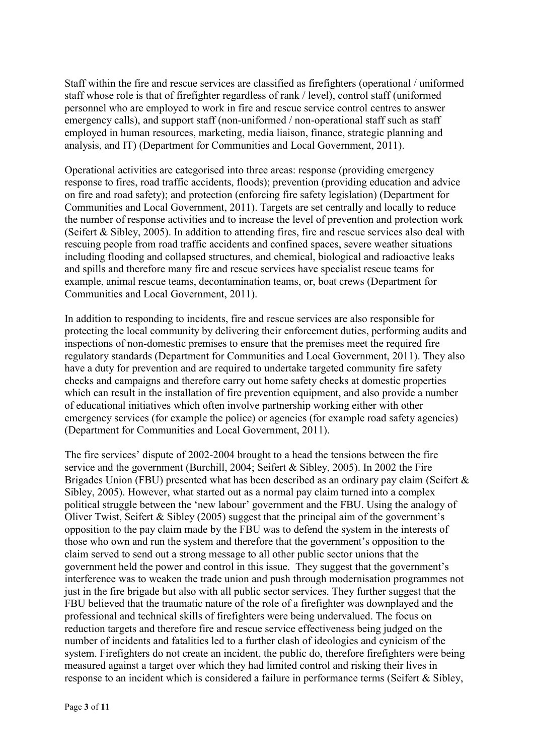Staff within the fire and rescue services are classified as firefighters (operational / uniformed staff whose role is that of firefighter regardless of rank / level), control staff (uniformed personnel who are employed to work in fire and rescue service control centres to answer emergency calls), and support staff (non-uniformed / non-operational staff such as staff employed in human resources, marketing, media liaison, finance, strategic planning and analysis, and IT) (Department for Communities and Local Government, 2011).

Operational activities are categorised into three areas: response (providing emergency response to fires, road traffic accidents, floods); prevention (providing education and advice on fire and road safety); and protection (enforcing fire safety legislation) (Department for Communities and Local Government, 2011). Targets are set centrally and locally to reduce the number of response activities and to increase the level of prevention and protection work (Seifert & Sibley, 2005). In addition to attending fires, fire and rescue services also deal with rescuing people from road traffic accidents and confined spaces, severe weather situations including flooding and collapsed structures, and chemical, biological and radioactive leaks and spills and therefore many fire and rescue services have specialist rescue teams for example, animal rescue teams, decontamination teams, or, boat crews (Department for Communities and Local Government, 2011).

In addition to responding to incidents, fire and rescue services are also responsible for protecting the local community by delivering their enforcement duties, performing audits and inspections of non-domestic premises to ensure that the premises meet the required fire regulatory standards (Department for Communities and Local Government, 2011). They also have a duty for prevention and are required to undertake targeted community fire safety checks and campaigns and therefore carry out home safety checks at domestic properties which can result in the installation of fire prevention equipment, and also provide a number of educational initiatives which often involve partnership working either with other emergency services (for example the police) or agencies (for example road safety agencies) (Department for Communities and Local Government, 2011).

The fire services' dispute of 2002-2004 brought to a head the tensions between the fire service and the government (Burchill, 2004; Seifert & Sibley, 2005). In 2002 the Fire Brigades Union (FBU) presented what has been described as an ordinary pay claim (Seifert & Sibley, 2005). However, what started out as a normal pay claim turned into a complex political struggle between the 'new labour' government and the FBU. Using the analogy of Oliver Twist, Seifert & Sibley (2005) suggest that the principal aim of the government's opposition to the pay claim made by the FBU was to defend the system in the interests of those who own and run the system and therefore that the government's opposition to the claim served to send out a strong message to all other public sector unions that the government held the power and control in this issue. They suggest that the government's interference was to weaken the trade union and push through modernisation programmes not just in the fire brigade but also with all public sector services. They further suggest that the FBU believed that the traumatic nature of the role of a firefighter was downplayed and the professional and technical skills of firefighters were being undervalued. The focus on reduction targets and therefore fire and rescue service effectiveness being judged on the number of incidents and fatalities led to a further clash of ideologies and cynicism of the system. Firefighters do not create an incident, the public do, therefore firefighters were being measured against a target over which they had limited control and risking their lives in response to an incident which is considered a failure in performance terms (Seifert & Sibley,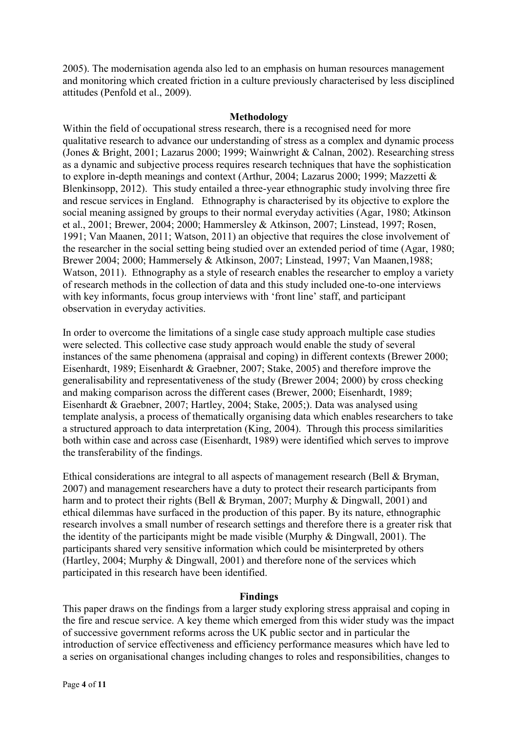2005). The modernisation agenda also led to an emphasis on human resources management and monitoring which created friction in a culture previously characterised by less disciplined attitudes (Penfold et al., 2009).

## Methodology

Within the field of occupational stress research, there is a recognised need for more qualitative research to advance our understanding of stress as a complex and dynamic process (Jones & Bright, 2001; Lazarus 2000; 1999; Wainwright & Calnan, 2002). Researching stress as a dynamic and subjective process requires research techniques that have the sophistication to explore in-depth meanings and context (Arthur, 2004; Lazarus 2000; 1999; Mazzetti & Blenkinsopp, 2012). This study entailed a three-year ethnographic study involving three fire and rescue services in England. Ethnography is characterised by its objective to explore the social meaning assigned by groups to their normal everyday activities (Agar, 1980; Atkinson et al., 2001; Brewer, 2004; 2000; Hammersley & Atkinson, 2007; Linstead, 1997; Rosen, 1991; Van Maanen, 2011; Watson, 2011) an objective that requires the close involvement of the researcher in the social setting being studied over an extended period of time (Agar, 1980; Brewer 2004; 2000; Hammersely & Atkinson, 2007; Linstead, 1997; Van Maanen,1988; Watson, 2011). Ethnography as a style of research enables the researcher to employ a variety of research methods in the collection of data and this study included one-to-one interviews with key informants, focus group interviews with 'front line' staff, and participant observation in everyday activities.

In order to overcome the limitations of a single case study approach multiple case studies were selected. This collective case study approach would enable the study of several instances of the same phenomena (appraisal and coping) in different contexts (Brewer 2000; Eisenhardt, 1989; Eisenhardt & Graebner, 2007; Stake, 2005) and therefore improve the generalisability and representativeness of the study (Brewer 2004; 2000) by cross checking and making comparison across the different cases (Brewer, 2000; Eisenhardt, 1989; Eisenhardt & Graebner, 2007; Hartley, 2004; Stake, 2005;). Data was analysed using template analysis, a process of thematically organising data which enables researchers to take a structured approach to data interpretation (King, 2004). Through this process similarities both within case and across case (Eisenhardt, 1989) were identified which serves to improve the transferability of the findings.

Ethical considerations are integral to all aspects of management research (Bell & Bryman, 2007) and management researchers have a duty to protect their research participants from harm and to protect their rights (Bell & Bryman, 2007; Murphy & Dingwall, 2001) and ethical dilemmas have surfaced in the production of this paper. By its nature, ethnographic research involves a small number of research settings and therefore there is a greater risk that the identity of the participants might be made visible (Murphy & Dingwall, 2001). The participants shared very sensitive information which could be misinterpreted by others (Hartley, 2004; Murphy & Dingwall, 2001) and therefore none of the services which participated in this research have been identified.

## Findings

This paper draws on the findings from a larger study exploring stress appraisal and coping in the fire and rescue service. A key theme which emerged from this wider study was the impact of successive government reforms across the UK public sector and in particular the introduction of service effectiveness and efficiency performance measures which have led to a series on organisational changes including changes to roles and responsibilities, changes to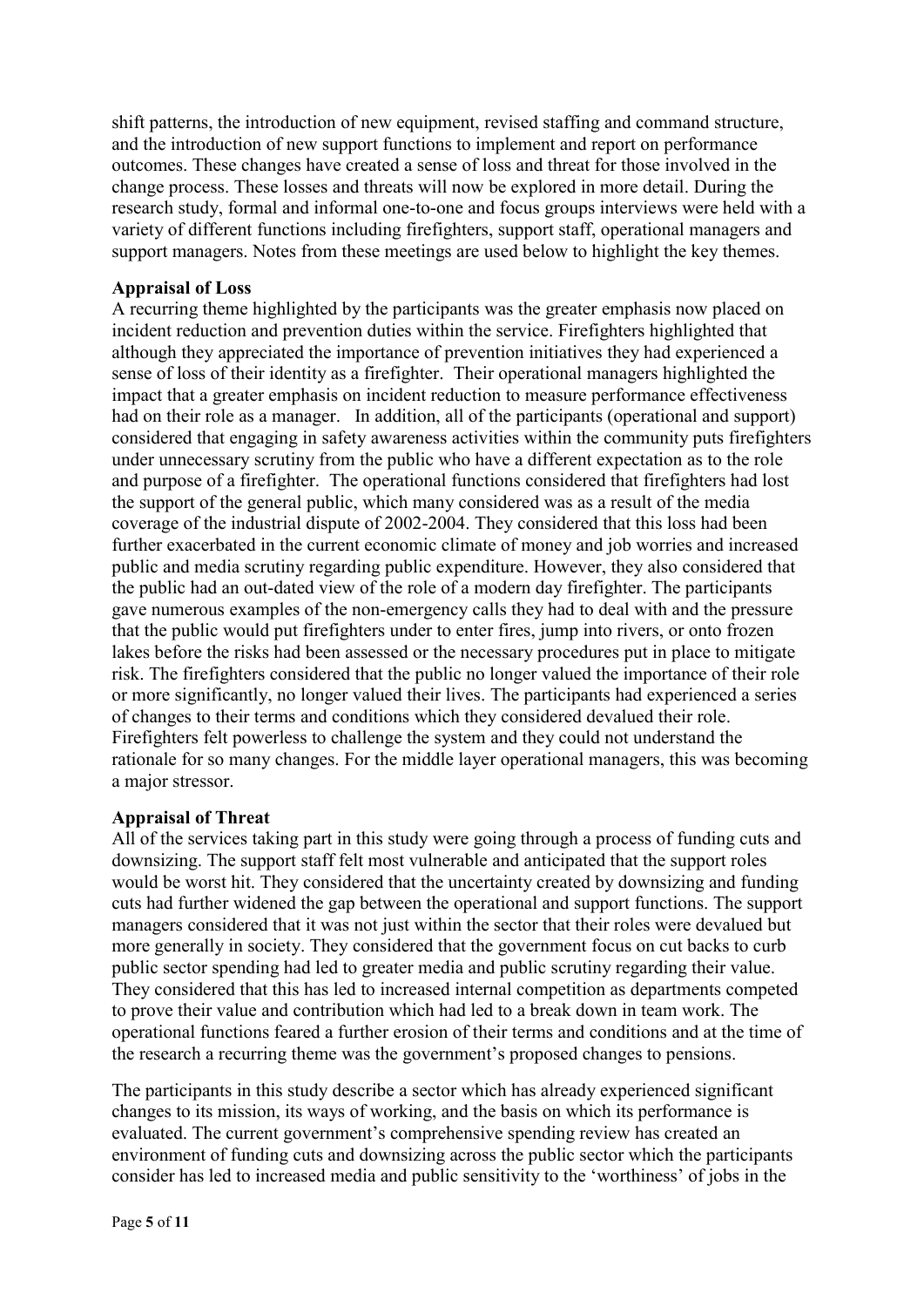shift patterns, the introduction of new equipment, revised staffing and command structure, and the introduction of new support functions to implement and report on performance outcomes. These changes have created a sense of loss and threat for those involved in the change process. These losses and threats will now be explored in more detail. During the research study, formal and informal one-to-one and focus groups interviews were held with a variety of different functions including firefighters, support staff, operational managers and support managers. Notes from these meetings are used below to highlight the key themes.

**Appraisal of Loss**

A recurring theme highlighted by the participants was the greater emphasis now placed on incident reduction and prevention duties within the service. Firefighters highlighted that although they appreciated the importance of prevention initiatives they had experienced a sense of loss of their identity as a firefighter. Their operational managers highlighted the impact that a greater emphasis on incident reduction to measure performance effectiveness had on their role as a manager. In addition, all of the participants (operational and support) considered that engaging in safety awareness activities within the community puts firefighters under unnecessary scrutiny from the public who have a different expectation as to the role and purpose of a firefighter. The operational functions considered that firefighters had lost the support of the general public, which many considered was as a result of the media coverage of the industrial dispute of 2002-2004. They considered that this loss had been further exacerbated in the current economic climate of money and job worries and increased public and media scrutiny regarding public expenditure. However, they also considered that the public had an out-dated view of the role of a modern day firefighter. The participants gave numerous examples of the non-emergency calls they had to deal with and the pressure that the public would put firefighters under to enter fires, jump into rivers, or onto frozen lakes before the risks had been assessed or the necessary procedures put in place to mitigate risk. The firefighters considered that the public no longer valued the importance of their role or more significantly, no longer valued their lives. The participants had experienced a series of changes to their terms and conditions which they considered devalued their role. Firefighters felt powerless to challenge the system and they could not understand the rationale for so many changes. For the middle layer operational managers, this was becoming a major stressor.

**Appraisal of Threat**

All of the services taking part in this study were going through a process of funding cuts and downsizing. The support staff felt most vulnerable and anticipated that the support roles would be worst hit. They considered that the uncertainty created by downsizing and funding cuts had further widened the gap between the operational and support functions. The support managers considered that it was not just within the sector that their roles were devalued but more generally in society. They considered that the government focus on cut backs to curb public sector spending had led to greater media and public scrutiny regarding their value. They considered that this has led to increased internal competition as departments competed to prove their value and contribution which had led to a break down in team work. The operational functions feared a further erosion of their terms and conditions and at the time of the research a recurring theme was the government's proposed changes to pensions.

The participants in this study describe a sector which has already experienced significant changes to its mission, its ways of working, and the basis on which its performance is evaluated. The current government's comprehensive spending review has created an environment of funding cuts and downsizing across the public sector which the participants consider has led to increased media and public sensitivity to the 'worthiness' of jobs in the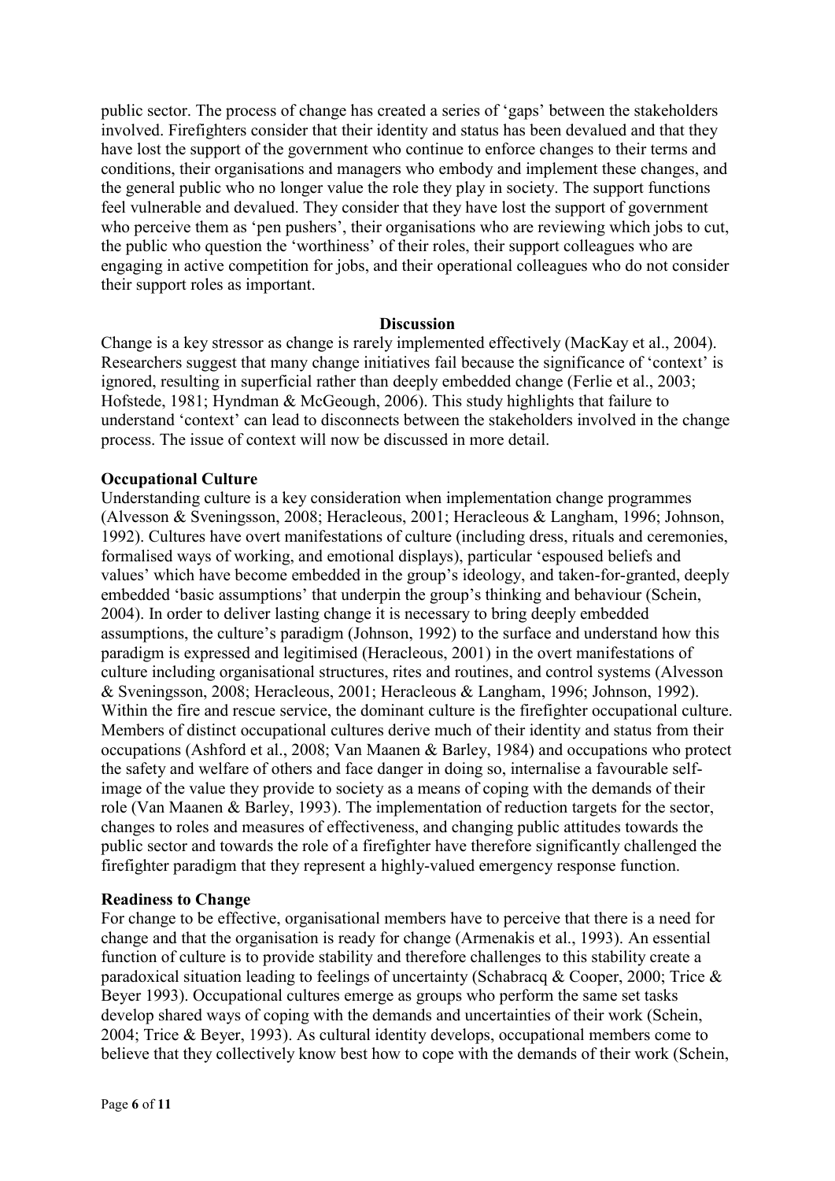public sector. The process of change has created a series of 'gaps' between the stakeholders involved. Firefighters consider that their identity and status has been devalued and that they have lost the support of the government who continue to enforce changes to their terms and conditions, their organisations and managers who embody and implement these changes, and the general public who no longer value the role they play in society. The support functions feel vulnerable and devalued. They consider that they have lost the support of government who perceive them as 'pen pushers', their organisations who are reviewing which jobs to cut, the public who question the 'worthiness' of their roles, their support colleagues who are engaging in active competition for jobs, and their operational colleagues who do not consider their support roles as important.

## Discussion

Change is a key stressor as change is rarely implemented effectively (MacKay et al., 2004). Researchers suggest that many change initiatives fail because the significance of 'context' is ignored, resulting in superficial rather than deeply embedded change (Ferlie et al., 2003; Hofstede, 1981; Hyndman & McGeough, 2006). This study highlights that failure to understand 'context' can lead to disconnects between the stakeholders involved in the change process. The issue of context will now be discussed in more detail.

### Occupational Culture

Understanding culture is a key consideration when implementation change programmes (Alvesson & Sveningsson, 2008; Heracleous, 2001; Heracleous & Langham, 1996; Johnson, 1992). Cultures have overt manifestations of culture (including dress, rituals and ceremonies, formalised ways of working, and emotional displays), particular 'espoused beliefs and values' which have become embedded in the group's ideology, and taken-for-granted, deeply embedded 'basic assumptions' that underpin the group's thinking and behaviour (Schein, 2004). In order to deliver lasting change it is necessary to bring deeply embedded assumptions, the culture's paradigm (Johnson, 1992) to the surface and understand how this paradigm is expressed and legitimised (Heracleous, 2001) in the overt manifestations of culture including organisational structures, rites and routines, and control systems (Alvesson & Sveningsson, 2008; Heracleous, 2001; Heracleous & Langham, 1996; Johnson, 1992). Within the fire and rescue service, the dominant culture is the firefighter occupational culture. Members of distinct occupational cultures derive much of their identity and status from their occupations (Ashford et al., 2008; Van Maanen & Barley, 1984) and occupations who protect the safety and welfare of others and face danger in doing so, internalise a favourable self-image of the value they provide to society as a means of coping with the demands of their role (Van Maanen & Barley, 1993). The implementation of reduction targets for the sector, changes to roles and measures of effectiveness, and changing public attitudes towards the public sector and towards the role of a firefighter have therefore significantly challenged the firefighter paradigm that they represent a highly-valued emergency response function.

### Readiness to Change

For change to be effective, organisational members have to perceive that there is a need for change and that the organisation is ready for change (Armenakis et al., 1993). An essential function of culture is to provide stability and therefore challenges to this stability create a paradoxical situation leading to feelings of uncertainty (Schabracq & Cooper, 2000; Trice & Beyer 1993). Occupational cultures emerge as groups who perform the same set tasks develop shared ways of coping with the demands and uncertainties of their work (Schein, 2004; Trice & Beyer, 1993). As cultural identity develops, occupational members come to believe that they collectively know best how to cope with the demands of their work (Schein,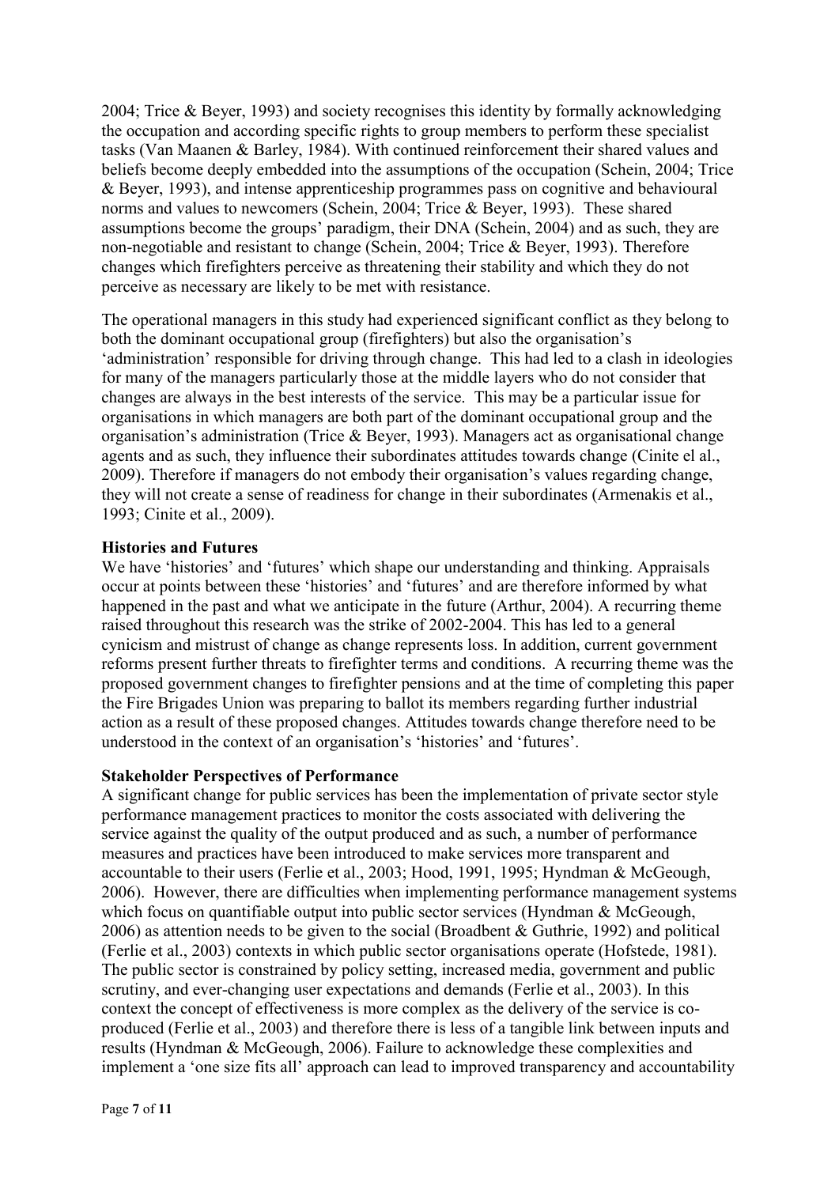2004; Trice & Beyer, 1993) and society recognises this identity by formally acknowledging the occupation and according specific rights to group members to perform these specialist tasks (Van Maanen & Barley, 1984). With continued reinforcement their shared values and beliefs become deeply embedded into the assumptions of the occupation (Schein, 2004; Trice & Beyer, 1993), and intense apprenticeship programmes pass on cognitive and behavioural norms and values to newcomers (Schein, 2004; Trice & Beyer, 1993). These shared assumptions become the groups' paradigm, their DNA (Schein, 2004) and as such, they are non-negotiable and resistant to change (Schein, 2004; Trice & Beyer, 1993). Therefore changes which firefighters perceive as threatening their stability and which they do not perceive as necessary are likely to be met with resistance.

The operational managers in this study had experienced significant conflict as they belong to both the dominant occupational group (firefighters) but also the organisation's 'administration' responsible for driving through change. This had led to a clash in ideologies for many of the managers particularly those at the middle layers who do not consider that changes are always in the best interests of the service. This may be a particular issue for organisations in which managers are both part of the dominant occupational group and the organisation's administration (Trice & Beyer, 1993). Managers act as organisational change agents and as such, they influence their subordinates attitudes towards change (Cinite el al., 2009). Therefore if managers do not embody their organisation's values regarding change, they will not create a sense of readiness for change in their subordinates (Armenakis et al., 1993; Cinite et al., 2009).

**Histories and Futures**

We have 'histories' and 'futures' which shape our understanding and thinking. Appraisals occur at points between these 'histories' and 'futures' and are therefore informed by what happened in the past and what we anticipate in the future (Arthur, 2004). A recurring theme raised throughout this research was the strike of 2002-2004. This has led to a general cynicism and mistrust of change as change represents loss. In addition, current government reforms present further threats to firefighter terms and conditions. A recurring theme was the proposed government changes to firefighter pensions and at the time of completing this paper the Fire Brigades Union was preparing to ballot its members regarding further industrial action as a result of these proposed changes. Attitudes towards change therefore need to be understood in the context of an organisation's 'histories' and 'futures'.

**Stakeholder Perspectives of Performance**

A significant change for public services has been the implementation of private sector style performance management practices to monitor the costs associated with delivering the service against the quality of the output produced and as such, a number of performance measures and practices have been introduced to make services more transparent and accountable to their users (Ferlie et al., 2003; Hood, 1991, 1995; Hyndman & McGeough, 2006). However, there are difficulties when implementing performance management systems which focus on quantifiable output into public sector services (Hyndman & McGeough, 2006) as attention needs to be given to the social (Broadbent & Guthrie, 1992) and political (Ferlie et al., 2003) contexts in which public sector organisations operate (Hofstede, 1981). The public sector is constrained by policy setting, increased media, government and public scrutiny, and ever-changing user expectations and demands (Ferlie et al., 2003). In this context the concept of effectiveness is more complex as the delivery of the service is co-produced (Ferlie et al., 2003) and therefore there is less of a tangible link between inputs and results (Hyndman & McGeough, 2006). Failure to acknowledge these complexities and implement a 'one size fits all' approach can lead to improved transparency and accountability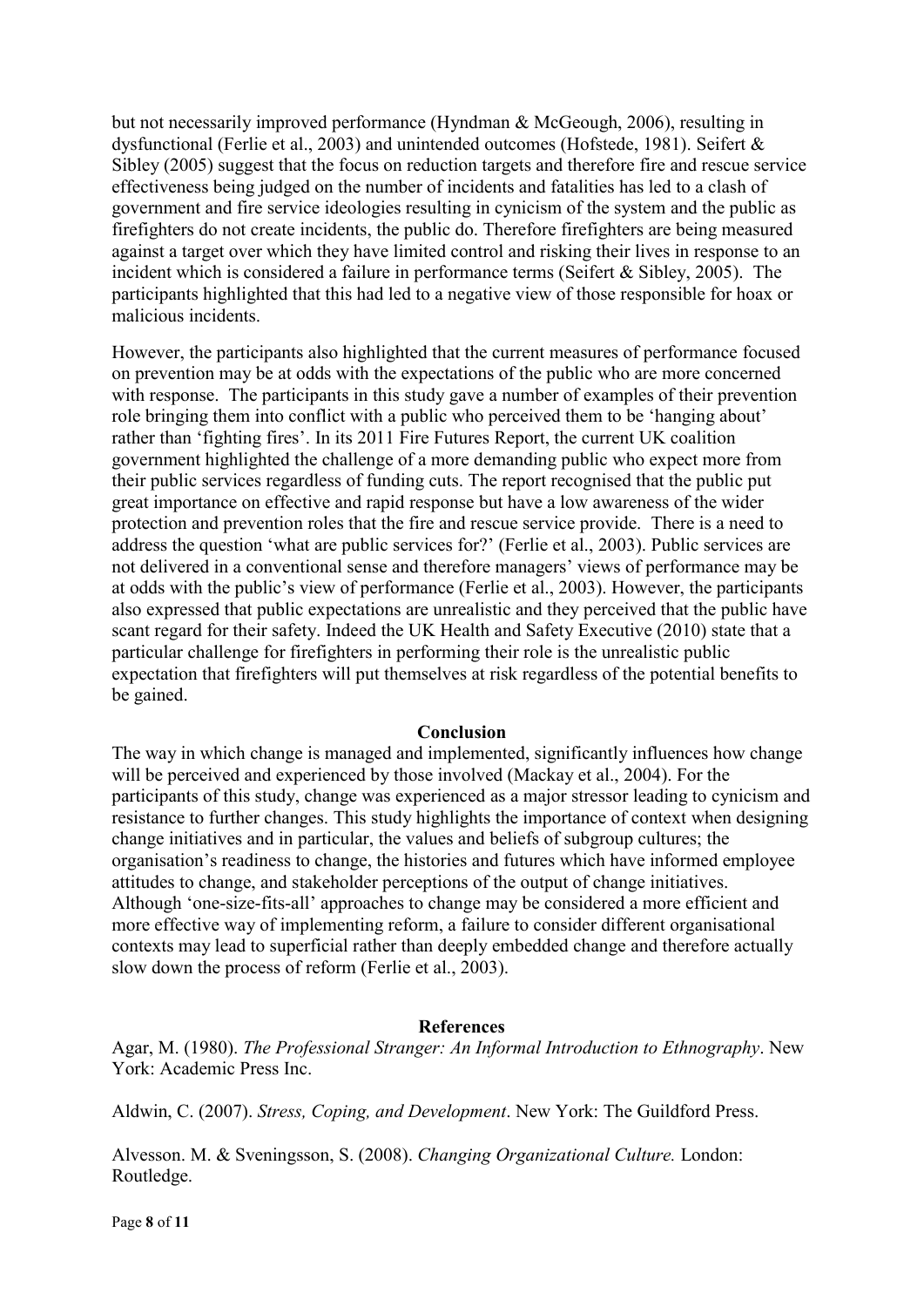but not necessarily improved performance (Hyndman & McGeough, 2006), resulting in dysfunctional (Ferlie et al., 2003) and unintended outcomes (Hofstede, 1981). Seifert & Sibley (2005) suggest that the focus on reduction targets and therefore fire and rescue service effectiveness being judged on the number of incidents and fatalities has led to a clash of government and fire service ideologies resulting in cynicism of the system and the public as firefighters do not create incidents, the public do. Therefore firefighters are being measured against a target over which they have limited control and risking their lives in response to an incident which is considered a failure in performance terms (Seifert & Sibley, 2005). The participants highlighted that this had led to a negative view of those responsible for hoax or malicious incidents.

However, the participants also highlighted that the current measures of performance focused on prevention may be at odds with the expectations of the public who are more concerned with response. The participants in this study gave a number of examples of their prevention role bringing them into conflict with a public who perceived them to be 'hanging about' rather than 'fighting fires'. In its 2011 Fire Futures Report, the current UK coalition government highlighted the challenge of a more demanding public who expect more from their public services regardless of funding cuts. The report recognised that the public put great importance on effective and rapid response but have a low awareness of the wider protection and prevention roles that the fire and rescue service provide. There is a need to address the question 'what are public services for?' (Ferlie et al., 2003). Public services are not delivered in a conventional sense and therefore managers' views of performance may be at odds with the public's view of performance (Ferlie et al., 2003). However, the participants also expressed that public expectations are unrealistic and they perceived that the public have scant regard for their safety. Indeed the UK Health and Safety Executive (2010) state that a particular challenge for firefighters in performing their role is the unrealistic public expectation that firefighters will put themselves at risk regardless of the potential benefits to be gained.

## Conclusion

The way in which change is managed and implemented, significantly influences how change will be perceived and experienced by those involved (Mackay et al., 2004). For the participants of this study, change was experienced as a major stressor leading to cynicism and resistance to further changes. This study highlights the importance of context when designing change initiatives and in particular, the values and beliefs of subgroup cultures; the organisation's readiness to change, the histories and futures which have informed employee attitudes to change, and stakeholder perceptions of the output of change initiatives. Although 'one-size-fits-all' approaches to change may be considered a more efficient and more effective way of implementing reform, a failure to consider different organisational contexts may lead to superficial rather than deeply embedded change and therefore actually slow down the process of reform (Ferlie et al., 2003).

## References

Agar, M. (1980). *The Professional Stranger: An Informal Introduction to Ethnography*. New York: Academic Press Inc.

Aldwin, C. (2007). *Stress, Coping, and Development*. New York: The Guildford Press.

Alvesson. M. & Sveningsson, S. (2008). *Changing Organizational Culture.* London: Routledge.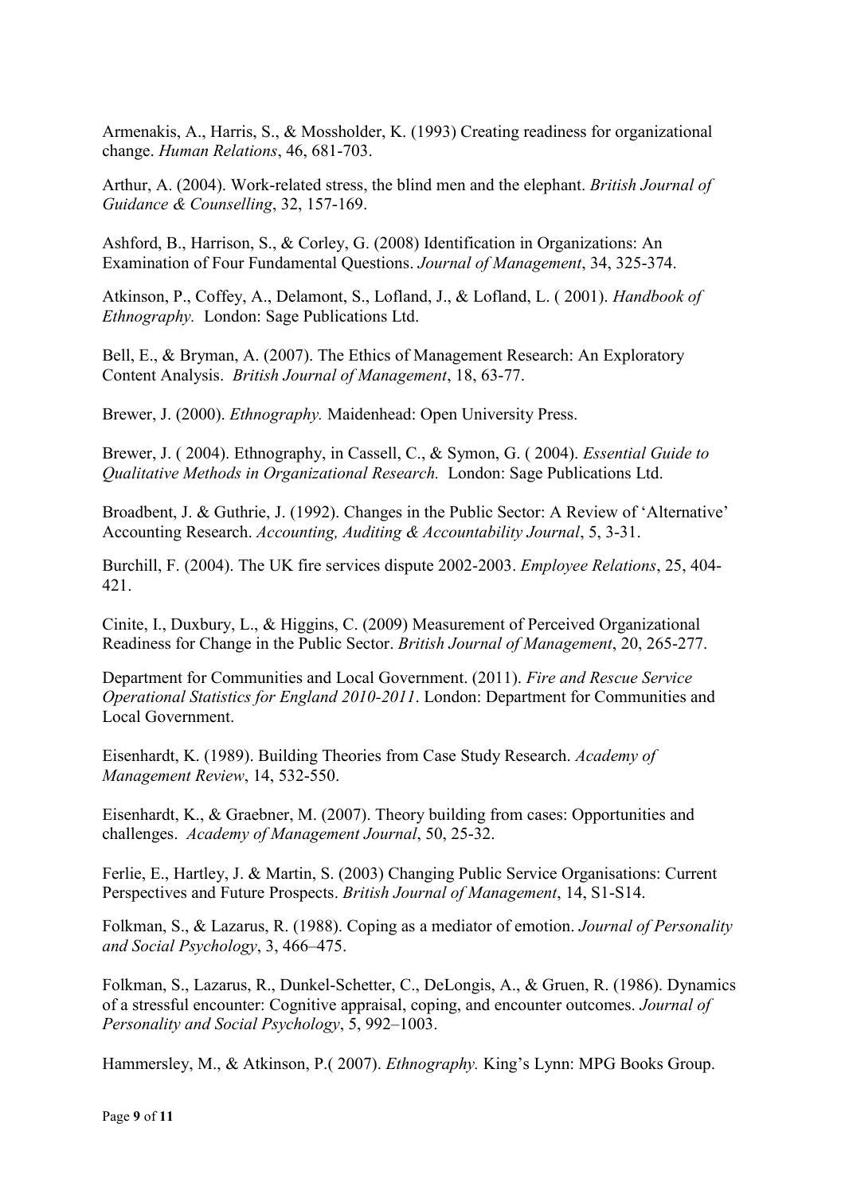Armenakis, A., Harris, S., & Mossholder, K. (1993) Creating readiness for organizational change. *Human Relations*, 46, 681-703.

Arthur, A. (2004). Work-related stress, the blind men and the elephant. *British Journal of Guidance & Counselling*, 32, 157-169.

Ashford, B., Harrison, S., & Corley, G. (2008) Identification in Organizations: An Examination of Four Fundamental Questions. *Journal of Management*, 34, 325-374.

Atkinson, P., Coffey, A., Delamont, S., Lofland, J., & Lofland, L. ( 2001). *Handbook of Ethnography.* London: Sage Publications Ltd.

Bell, E., & Bryman, A. (2007). The Ethics of Management Research: An Exploratory Content Analysis. *British Journal of Management*, 18, 63-77.

Brewer, J. (2000). *Ethnography.* Maidenhead: Open University Press.

Brewer, J. ( 2004). Ethnography, in Cassell, C., & Symon, G. ( 2004). *Essential Guide to Qualitative Methods in Organizational Research.* London: Sage Publications Ltd.

Broadbent, J. & Guthrie, J. (1992). Changes in the Public Sector: A Review of 'Alternative' Accounting Research. *Accounting, Auditing & Accountability Journal*, 5, 3-31.

Burchill, F. (2004). The UK fire services dispute 2002-2003. *Employee Relations*, 25, 404-421.

Cinite, I., Duxbury, L., & Higgins, C. (2009) Measurement of Perceived Organizational Readiness for Change in the Public Sector. *British Journal of Management*, 20, 265-277.

Department for Communities and Local Government. (2011). *Fire and Rescue Service Operational Statistics for England 2010-2011*. London: Department for Communities and Local Government.

Eisenhardt, K. (1989). Building Theories from Case Study Research. *Academy of Management Review*, 14, 532-550.

Eisenhardt, K., & Graebner, M. (2007). Theory building from cases: Opportunities and challenges. *Academy of Management Journal*, 50, 25-32.

Ferlie, E., Hartley, J. & Martin, S. (2003) Changing Public Service Organisations: Current Perspectives and Future Prospects. *British Journal of Management*, 14, S1-S14.

Folkman, S., & Lazarus, R. (1988). Coping as a mediator of emotion. *Journal of Personality and Social Psychology*, 3, 466–475.

Folkman, S., Lazarus, R., Dunkel-Schetter, C., DeLongis, A., & Gruen, R. (1986). Dynamics of a stressful encounter: Cognitive appraisal, coping, and encounter outcomes. *Journal of Personality and Social Psychology*, 5, 992–1003.

Hammersley, M., & Atkinson, P.( 2007). *Ethnography.* King's Lynn: MPG Books Group.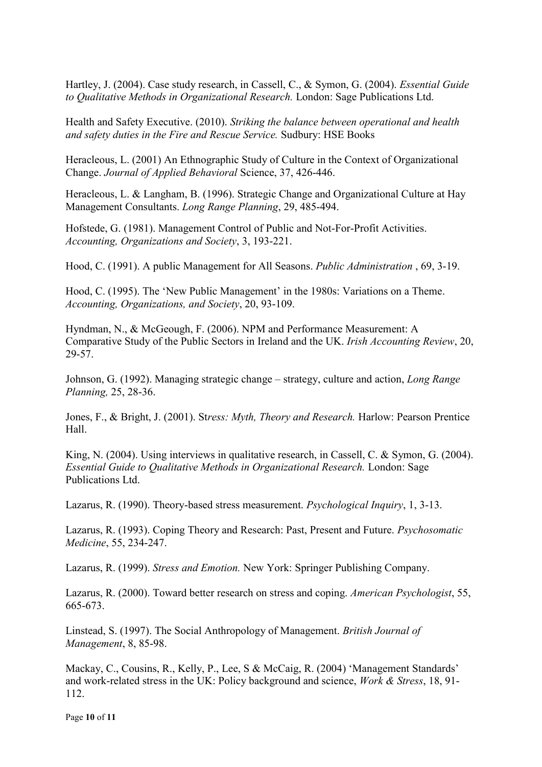Hartley, J. (2004). Case study research, in Cassell, C., & Symon, G. (2004). *Essential Guide to Qualitative Methods in Organizational Research.* London: Sage Publications Ltd.

Health and Safety Executive. (2010). *Striking the balance between operational and health and safety duties in the Fire and Rescue Service.* Sudbury: HSE Books

Heracleous, L. (2001) An Ethnographic Study of Culture in the Context of Organizational Change. *Journal of Applied Behavioral* Science, 37, 426-446.

Heracleous, L. & Langham, B. (1996). Strategic Change and Organizational Culture at Hay Management Consultants. *Long Range Planning*, 29, 485-494.

Hofstede, G. (1981). Management Control of Public and Not-For-Profit Activities. *Accounting, Organizations and Society*, 3, 193-221.

Hood, C. (1991). A public Management for All Seasons. *Public Administration* , 69, 3-19.

Hood, C. (1995). The 'New Public Management' in the 1980s: Variations on a Theme. *Accounting, Organizations, and Society*, 20, 93-109.

Hyndman, N., & McGeough, F. (2006). NPM and Performance Measurement: A Comparative Study of the Public Sectors in Ireland and the UK. *Irish Accounting Review*, 20, 29-57.

Johnson, G. (1992). Managing strategic change – strategy, culture and action, *Long Range Planning,* 25, 28-36.

Jones, F., & Bright, J. (2001). St*ress: Myth, Theory and Research.* Harlow: Pearson Prentice Hall.

King, N. (2004). Using interviews in qualitative research, in Cassell, C. & Symon, G. (2004). *Essential Guide to Qualitative Methods in Organizational Research.* London: Sage Publications Ltd.

Lazarus, R. (1990). Theory-based stress measurement. *Psychological Inquiry*, 1, 3-13.

Lazarus, R. (1993). Coping Theory and Research: Past, Present and Future. *Psychosomatic Medicine*, 55, 234-247.

Lazarus, R. (1999). *Stress and Emotion.* New York: Springer Publishing Company.

Lazarus, R. (2000). Toward better research on stress and coping. *American Psychologist*, 55, 665-673.

Linstead, S. (1997). The Social Anthropology of Management. *British Journal of Management*, 8, 85-98.

Mackay, C., Cousins, R., Kelly, P., Lee, S & McCaig, R. (2004) 'Management Standards' and work-related stress in the UK: Policy background and science, *Work & Stress*, 18, 91-112.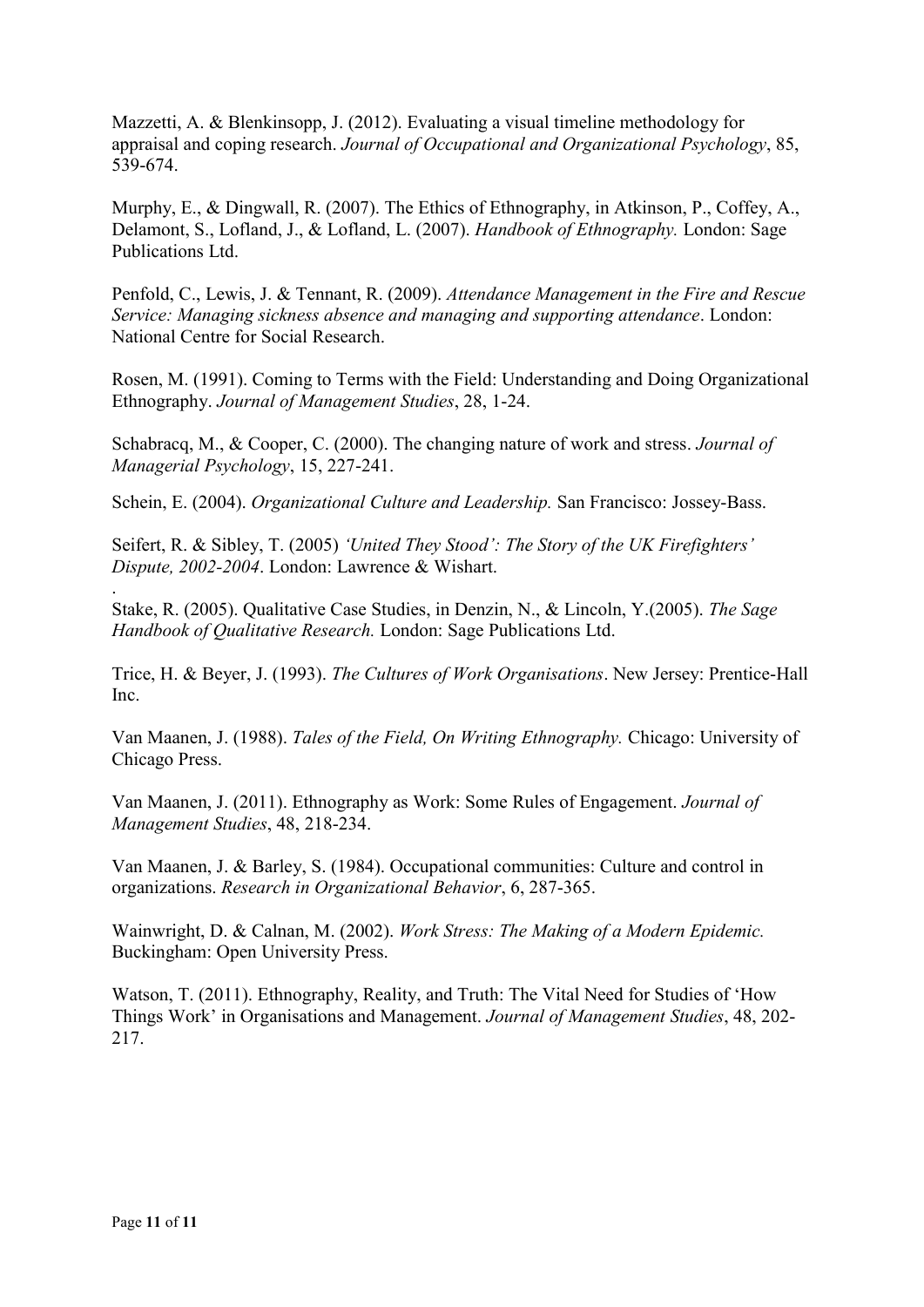Mazzetti, A. & Blenkinsopp, J. (2012). Evaluating a visual timeline methodology for appraisal and coping research. *Journal of Occupational and Organizational Psychology*, 85, 539-674.

Murphy, E., & Dingwall, R. (2007). The Ethics of Ethnography, in Atkinson, P., Coffey, A., Delamont, S., Lofland, J., & Lofland, L. (2007). *Handbook of Ethnography.* London: Sage Publications Ltd.

Penfold, C., Lewis, J. & Tennant, R. (2009). *Attendance Management in the Fire and Rescue Service: Managing sickness absence and managing and supporting attendance*. London: National Centre for Social Research.

Rosen, M. (1991). Coming to Terms with the Field: Understanding and Doing Organizational Ethnography. *Journal of Management Studies*, 28, 1-24.

Schabracq, M., & Cooper, C. (2000). The changing nature of work and stress. *Journal of Managerial Psychology*, 15, 227-241.

Schein, E. (2004). *Organizational Culture and Leadership.* San Francisco: Jossey-Bass.

Seifert, R. & Sibley, T. (2005) *'United They Stood': The Story of the UK Firefighters' Dispute, 2002-2004*. London: Lawrence & Wishart.

.
Stake, R. (2005). Qualitative Case Studies, in Denzin, N., & Lincoln, Y.(2005). *The Sage Handbook of Qualitative Research.* London: Sage Publications Ltd.

Trice, H. & Beyer, J. (1993). *The Cultures of Work Organisations*. New Jersey: Prentice-Hall Inc.

Van Maanen, J. (1988). *Tales of the Field, On Writing Ethnography.* Chicago: University of Chicago Press.

Van Maanen, J. (2011). Ethnography as Work: Some Rules of Engagement. *Journal of Management Studies*, 48, 218-234.

Van Maanen, J. & Barley, S. (1984). Occupational communities: Culture and control in organizations. *Research in Organizational Behavior*, 6, 287-365.

Wainwright, D. & Calnan, M. (2002). *Work Stress: The Making of a Modern Epidemic.* Buckingham: Open University Press.

Watson, T. (2011). Ethnography, Reality, and Truth: The Vital Need for Studies of 'How Things Work' in Organisations and Management. *Journal of Management Studies*, 48, 202-217.